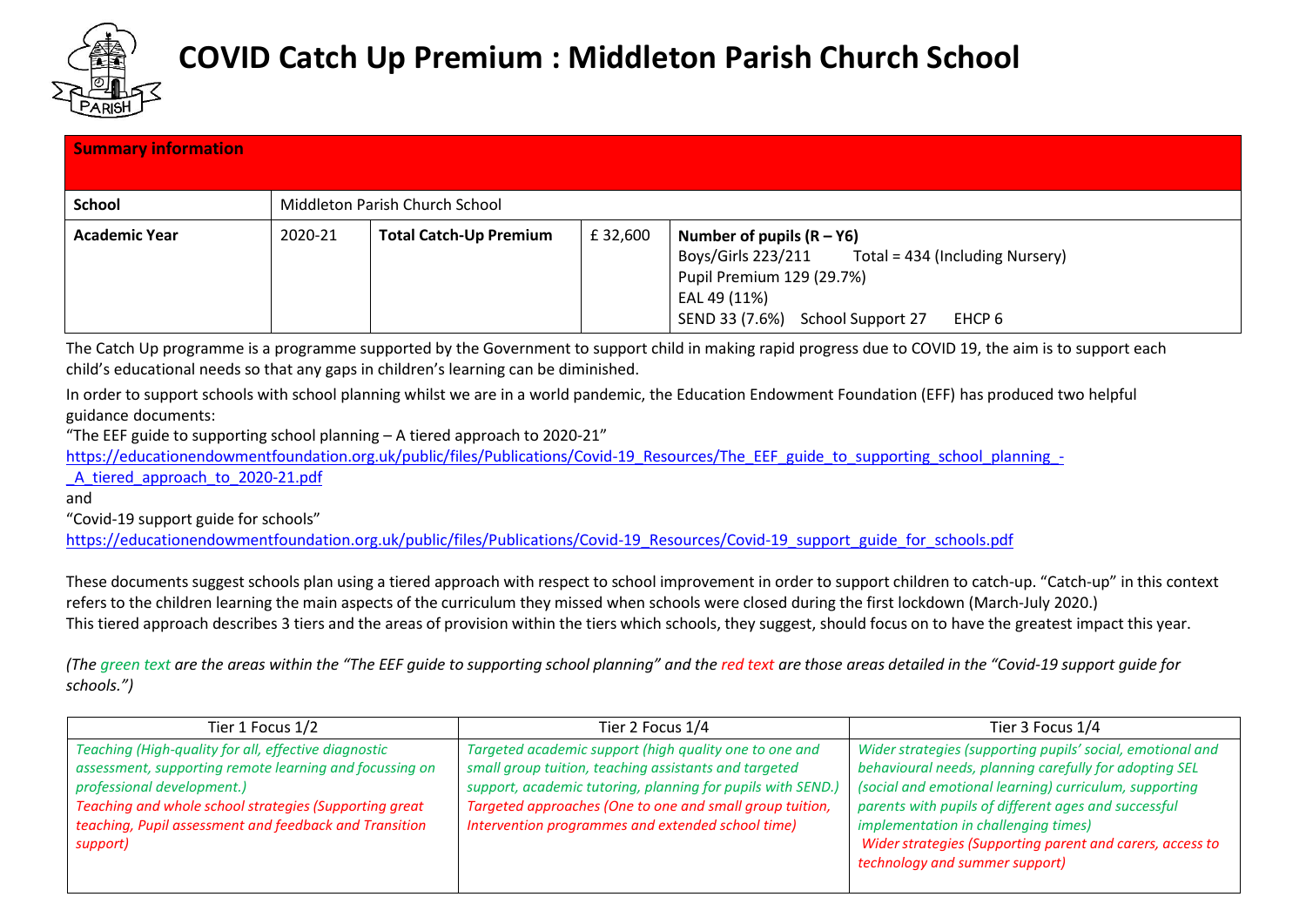# COVID Catch Up Premium : Middleton Parish Church School

| **Summary information** | | | | |
|---|---|---|---|---|
| **School** | Middleton Parish Church School | | | |
| **Academic Year** | 2020-21 | **Total Catch-Up Premium** | £ 32,600 | **Number of pupils (R – Y6)**<br>Boys/Girls 223/211 Total = 434 (Including Nursery)<br>Pupil Premium 129 (29.7%)<br>EAL 49 (11%)<br>SEND 33 (7.6%) School Support 27 EHCP 6 |

The Catch Up programme is a programme supported by the Government to support child in making rapid progress due to COVID 19, the aim is to support each child's educational needs so that any gaps in children's learning can be diminished.

In order to support schools with school planning whilst we are in a world pandemic, the Education Endowment Foundation (EFF) has produced two helpful guidance documents:

"The EEF guide to supporting school planning – A tiered approach to 2020-21"

https://educationendowmentfoundation.org.uk/public/files/Publications/Covid-19_Resources/The_EEF_guide_to_supporting_school_planning_-_A_tiered_approach_to_2020-21.pdf

and

"Covid-19 support guide for schools"

https://educationendowmentfoundation.org.uk/public/files/Publications/Covid-19_Resources/Covid-19_support_guide_for_schools.pdf

These documents suggest schools plan using a tiered approach with respect to school improvement in order to support children to catch-up. "Catch-up" in this context refers to the children learning the main aspects of the curriculum they missed when schools were closed during the first lockdown (March-July 2020.)
This tiered approach describes 3 tiers and the areas of provision within the tiers which schools, they suggest, should focus on to have the greatest impact this year.

*(The green text are the areas within the "The EEF guide to supporting school planning" and the red text are those areas detailed in the "Covid-19 support guide for schools.")*

| Tier 1 Focus 1/2 | Tier 2 Focus 1/4 | Tier 3 Focus 1/4 |
|---|---|---|
| *Teaching (High-quality for all, effective diagnostic assessment, supporting remote learning and focussing on professional development.)*<br>*Teaching and whole school strategies (Supporting great teaching, Pupil assessment and feedback and Transition support)* | *Targeted academic support (high quality one to one and small group tuition, teaching assistants and targeted support, academic tutoring, planning for pupils with SEND.)*<br>*Targeted approaches (One to one and small group tuition, Intervention programmes and extended school time)* | *Wider strategies (supporting pupils' social, emotional and behavioural needs, planning carefully for adopting SEL (social and emotional learning) curriculum, supporting parents with pupils of different ages and successful implementation in challenging times)*<br>*Wider strategies (Supporting parent and carers, access to technology and summer support)* |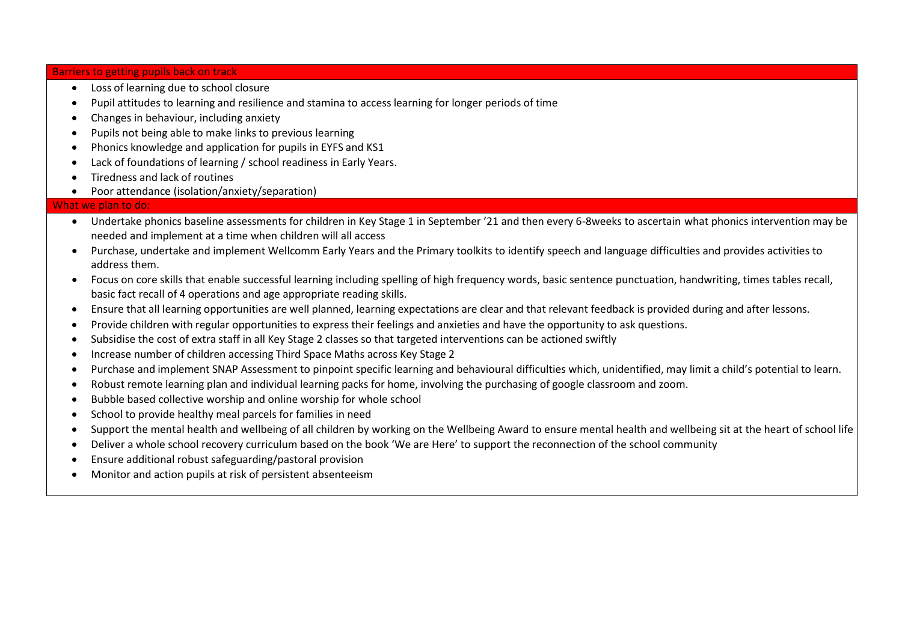## Barriers to getting pupils back on track

- Loss of learning due to school closure
- Pupil attitudes to learning and resilience and stamina to access learning for longer periods of time
- Changes in behaviour, including anxiety
- Pupils not being able to make links to previous learning
- Phonics knowledge and application for pupils in EYFS and KS1
- Lack of foundations of learning / school readiness in Early Years.
- Tiredness and lack of routines
- Poor attendance (isolation/anxiety/separation)

## What we plan to do:

- Undertake phonics baseline assessments for children in Key Stage 1 in September '21 and then every 6-8weeks to ascertain what phonics intervention may be needed and implement at a time when children will all access
- Purchase, undertake and implement Wellcomm Early Years and the Primary toolkits to identify speech and language difficulties and provides activities to address them.
- Focus on core skills that enable successful learning including spelling of high frequency words, basic sentence punctuation, handwriting, times tables recall, basic fact recall of 4 operations and age appropriate reading skills.
- Ensure that all learning opportunities are well planned, learning expectations are clear and that relevant feedback is provided during and after lessons.
- Provide children with regular opportunities to express their feelings and anxieties and have the opportunity to ask questions.
- Subsidise the cost of extra staff in all Key Stage 2 classes so that targeted interventions can be actioned swiftly
- Increase number of children accessing Third Space Maths across Key Stage 2
- Purchase and implement SNAP Assessment to pinpoint specific learning and behavioural difficulties which, unidentified, may limit a child's potential to learn.
- Robust remote learning plan and individual learning packs for home, involving the purchasing of google classroom and zoom.
- Bubble based collective worship and online worship for whole school
- School to provide healthy meal parcels for families in need
- Support the mental health and wellbeing of all children by working on the Wellbeing Award to ensure mental health and wellbeing sit at the heart of school life
- Deliver a whole school recovery curriculum based on the book 'We are Here' to support the reconnection of the school community
- Ensure additional robust safeguarding/pastoral provision
- Monitor and action pupils at risk of persistent absenteeism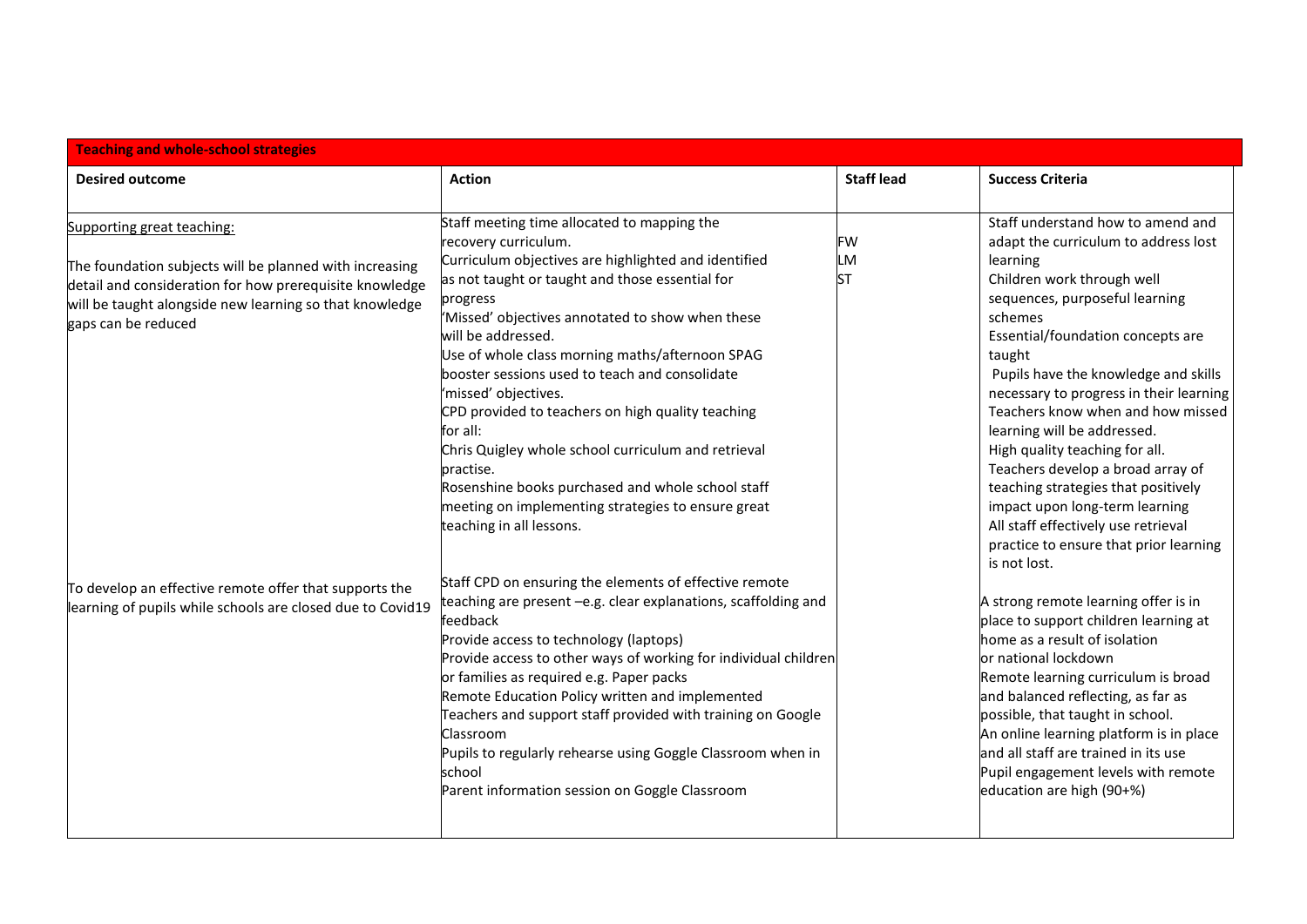| Teaching and whole-school strategies | | | |
|---|---|---|---|
| **Desired outcome** | **Action** | **Staff lead** | **Success Criteria** |
| Supporting great teaching:<br><br>The foundation subjects will be planned with increasing detail and consideration for how prerequisite knowledge will be taught alongside new learning so that knowledge gaps can be reduced | Staff meeting time allocated to mapping the recovery curriculum.<br>Curriculum objectives are highlighted and identified as not taught or taught and those essential for progress<br>'Missed' objectives annotated to show when these will be addressed.<br>Use of whole class morning maths/afternoon SPAG booster sessions used to teach and consolidate 'missed' objectives.<br>CPD provided to teachers on high quality teaching for all:<br>Chris Quigley whole school curriculum and retrieval practise.<br>Rosenshine books purchased and whole school staff meeting on implementing strategies to ensure great teaching in all lessons. | FW<br>LM<br>ST | Staff understand how to amend and adapt the curriculum to address lost learning<br>Children work through well sequences, purposeful learning schemes<br>Essential/foundation concepts are taught<br>Pupils have the knowledge and skills necessary to progress in their learning<br>Teachers know when and how missed learning will be addressed.<br>High quality teaching for all.<br>Teachers develop a broad array of teaching strategies that positively impact upon long-term learning<br>All staff effectively use retrieval practice to ensure that prior learning is not lost. |
| To develop an effective remote offer that supports the learning of pupils while schools are closed due to Covid19 | Staff CPD on ensuring the elements of effective remote teaching are present –e.g. clear explanations, scaffolding and feedback<br>Provide access to technology (laptops)<br>Provide access to other ways of working for individual children or families as required e.g. Paper packs<br>Remote Education Policy written and implemented<br>Teachers and support staff provided with training on Google Classroom<br>Pupils to regularly rehearse using Goggle Classroom when in school<br>Parent information session on Goggle Classroom | | A strong remote learning offer is in place to support children learning at home as a result of isolation or national lockdown<br>Remote learning curriculum is broad and balanced reflecting, as far as possible, that taught in school.<br>An online learning platform is in place and all staff are trained in its use<br>Pupil engagement levels with remote education are high (90+%) |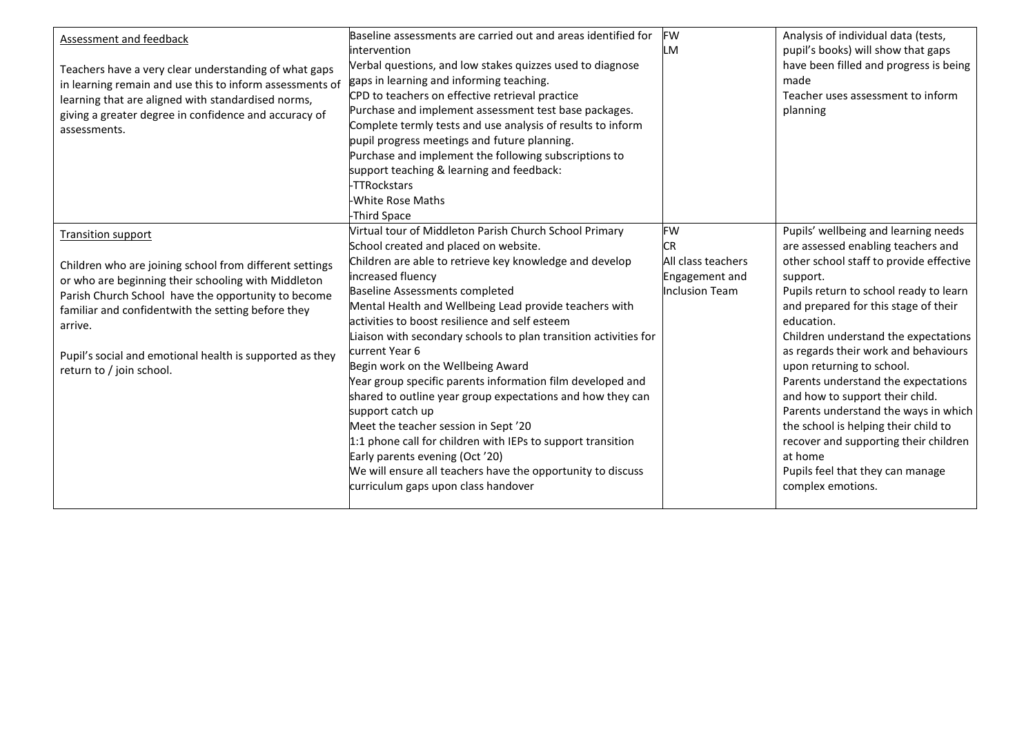| | | | |
|---|---|---|---|
| Assessment and feedback<br><br>Teachers have a very clear understanding of what gaps in learning remain and use this to inform assessments of learning that are aligned with standardised norms, giving a greater degree in confidence and accuracy of assessments. | Baseline assessments are carried out and areas identified for intervention<br>Verbal questions, and low stakes quizzes used to diagnose gaps in learning and informing teaching.<br>CPD to teachers on effective retrieval practice<br>Purchase and implement assessment test base packages.<br>Complete termly tests and use analysis of results to inform pupil progress meetings and future planning.<br>Purchase and implement the following subscriptions to support teaching & learning and feedback:<br>-TTRockstars<br>-White Rose Maths<br>-Third Space | FW<br>LM | Analysis of individual data (tests, pupil's books) will show that gaps have been filled and progress is being made<br>Teacher uses assessment to inform planning |
| Transition support<br><br>Children who are joining school from different settings or who are beginning their schooling with Middleton Parish Church School have the opportunity to become familiar and confidentwith the setting before they arrive.<br><br>Pupil's social and emotional health is supported as they return to / join school. | Virtual tour of Middleton Parish Church School Primary School created and placed on website.<br>Children are able to retrieve key knowledge and develop increased fluency<br>Baseline Assessments completed<br>Mental Health and Wellbeing Lead provide teachers with activities to boost resilience and self esteem<br>Liaison with secondary schools to plan transition activities for current Year 6<br>Begin work on the Wellbeing Award<br>Year group specific parents information film developed and shared to outline year group expectations and how they can support catch up<br>Meet the teacher session in Sept '20<br>1:1 phone call for children with IEPs to support transition<br>Early parents evening (Oct '20)<br>We will ensure all teachers have the opportunity to discuss curriculum gaps upon class handover | FW<br>CR<br>All class teachers<br>Engagement and Inclusion Team | Pupils' wellbeing and learning needs are assessed enabling teachers and other school staff to provide effective support.<br>Pupils return to school ready to learn and prepared for this stage of their education.<br>Children understand the expectations as regards their work and behaviours upon returning to school.<br>Parents understand the expectations and how to support their child.<br>Parents understand the ways in which the school is helping their child to recover and supporting their children at home<br>Pupils feel that they can manage complex emotions. |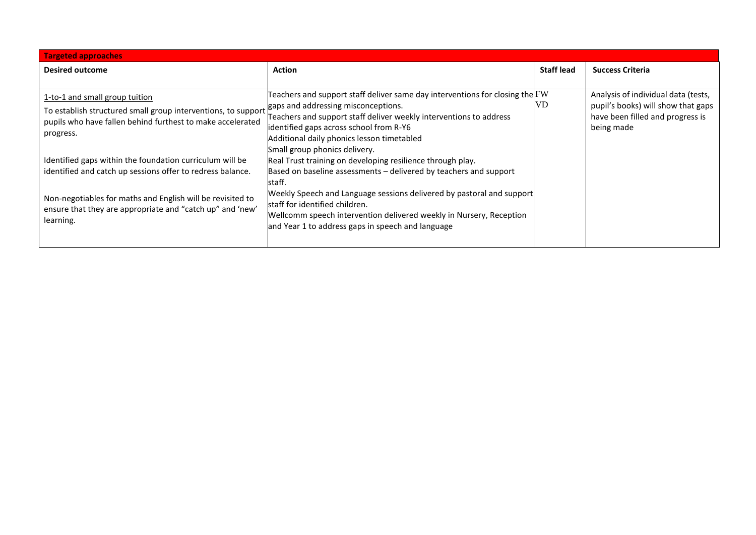| Targeted approaches | | | |
|---|---|---|---|
| **Desired outcome** | **Action** | **Staff lead** | **Success Criteria** |
| 1-to-1 and small group tuition<br>To establish structured small group interventions, to support pupils who have fallen behind furthest to make accelerated progress.<br><br>Identified gaps within the foundation curriculum will be identified and catch up sessions offer to redress balance.<br><br>Non-negotiables for maths and English will be revisited to ensure that they are appropriate and "catch up" and 'new' learning. | Teachers and support staff deliver same day interventions for closing the gaps and addressing misconceptions.<br>Teachers and support staff deliver weekly interventions to address identified gaps across school from R-Y6<br>Additional daily phonics lesson timetabled<br>Small group phonics delivery.<br>Real Trust training on developing resilience through play.<br>Based on baseline assessments – delivered by teachers and support staff.<br>Weekly Speech and Language sessions delivered by pastoral and support staff for identified children.<br>Wellcomm speech intervention delivered weekly in Nursery, Reception and Year 1 to address gaps in speech and language | FW<br>VD | Analysis of individual data (tests, pupil's books) will show that gaps have been filled and progress is being made |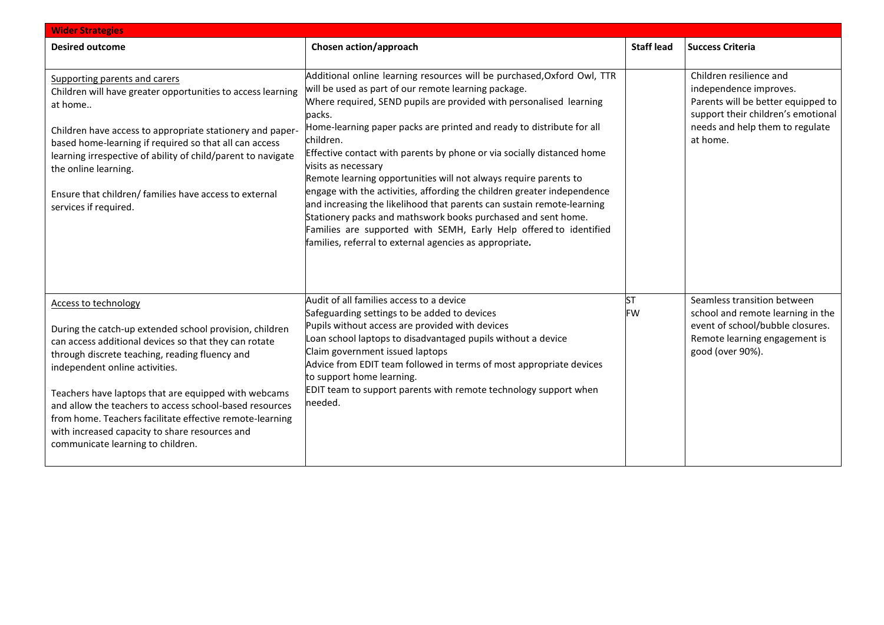| Wider Strategies | | | |
|---|---|---|---|
| **Desired outcome** | **Chosen action/approach** | **Staff lead** | **Success Criteria** |
| Supporting parents and carers<br>Children will have greater opportunities to access learning at home..<br><br>Children have access to appropriate stationery and paper-based home-learning if required so that all can access learning irrespective of ability of child/parent to navigate the online learning.<br><br>Ensure that children/ families have access to external services if required. | Additional online learning resources will be purchased,Oxford Owl, TTR will be used as part of our remote learning package.<br>Where required, SEND pupils are provided with personalised learning packs.<br>Home-learning paper packs are printed and ready to distribute for all children.<br>Effective contact with parents by phone or via socially distanced home visits as necessary<br>Remote learning opportunities will not always require parents to engage with the activities, affording the children greater independence and increasing the likelihood that parents can sustain remote-learning<br>Stationery packs and mathswork books purchased and sent home.<br>Families are supported with SEMH, Early Help offered to identified families, referral to external agencies as appropriate**.** | | Children resilience and independence improves.<br>Parents will be better equipped to support their children's emotional needs and help them to regulate at home. |
| Access to technology<br><br>During the catch-up extended school provision, children can access additional devices so that they can rotate through discrete teaching, reading fluency and independent online activities.<br><br>Teachers have laptops that are equipped with webcams and allow the teachers to access school-based resources from home. Teachers facilitate effective remote-learning with increased capacity to share resources and communicate learning to children. | Audit of all families access to a device<br>Safeguarding settings to be added to devices<br>Pupils without access are provided with devices<br>Loan school laptops to disadvantaged pupils without a device<br>Claim government issued laptops<br>Advice from EDIT team followed in terms of most appropriate devices to support home learning.<br>EDIT team to support parents with remote technology support when needed. | ST<br>FW | Seamless transition between school and remote learning in the event of school/bubble closures.<br>Remote learning engagement is good (over 90%). |